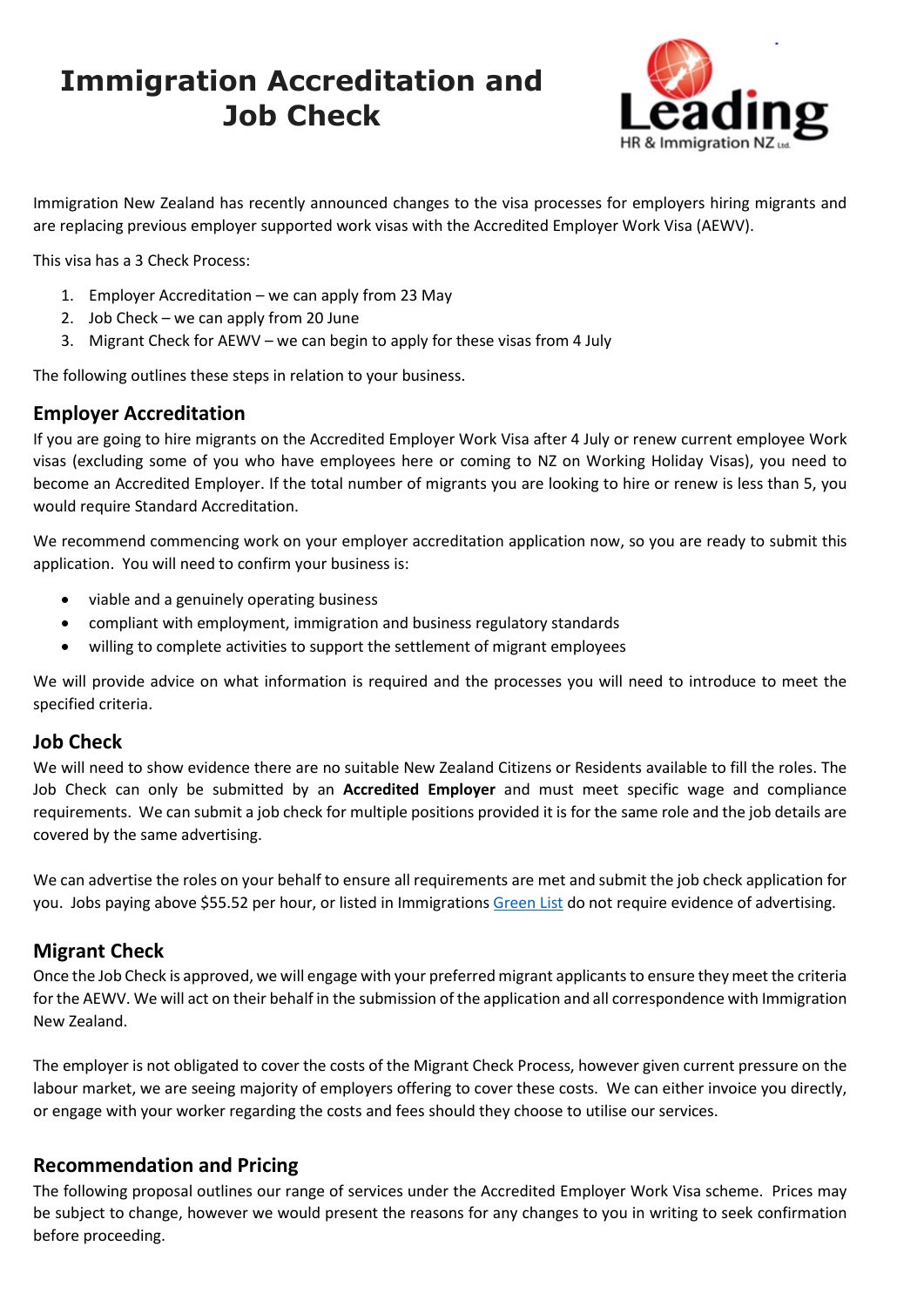# Immigration Accreditation and Job Check

Immigration New Zealand has recently announced changes to the visa processes for employers hiring migrants and are replacing previous employer supported work visas with the Accredited Employer Work Visa (AEWV).

This visa has a 3 Check Process:

1. Employer Accreditation – we can apply from 23 May
2. Job Check – we can apply from 20 June
3. Migrant Check for AEWV – we can begin to apply for these visas from 4 July

The following outlines these steps in relation to your business.

## Employer Accreditation

If you are going to hire migrants on the Accredited Employer Work Visa after 4 July or renew current employee Work visas (excluding some of you who have employees here or coming to NZ on Working Holiday Visas), you need to become an Accredited Employer. If the total number of migrants you are looking to hire or renew is less than 5, you would require Standard Accreditation.

We recommend commencing work on your employer accreditation application now, so you are ready to submit this application. You will need to confirm your business is:

- viable and a genuinely operating business
- compliant with employment, immigration and business regulatory standards
- willing to complete activities to support the settlement of migrant employees

We will provide advice on what information is required and the processes you will need to introduce to meet the specified criteria.

## Job Check

We will need to show evidence there are no suitable New Zealand Citizens or Residents available to fill the roles. The Job Check can only be submitted by an **Accredited Employer** and must meet specific wage and compliance requirements. We can submit a job check for multiple positions provided it is for the same role and the job details are covered by the same advertising.

We can advertise the roles on your behalf to ensure all requirements are met and submit the job check application for you. Jobs paying above $55.52 per hour, or listed in Immigrations Green List do not require evidence of advertising.

## Migrant Check

Once the Job Check is approved, we will engage with your preferred migrant applicants to ensure they meet the criteria for the AEWV. We will act on their behalf in the submission of the application and all correspondence with Immigration New Zealand.

The employer is not obligated to cover the costs of the Migrant Check Process, however given current pressure on the labour market, we are seeing majority of employers offering to cover these costs. We can either invoice you directly, or engage with your worker regarding the costs and fees should they choose to utilise our services.

## Recommendation and Pricing

The following proposal outlines our range of services under the Accredited Employer Work Visa scheme. Prices may be subject to change, however we would present the reasons for any changes to you in writing to seek confirmation before proceeding.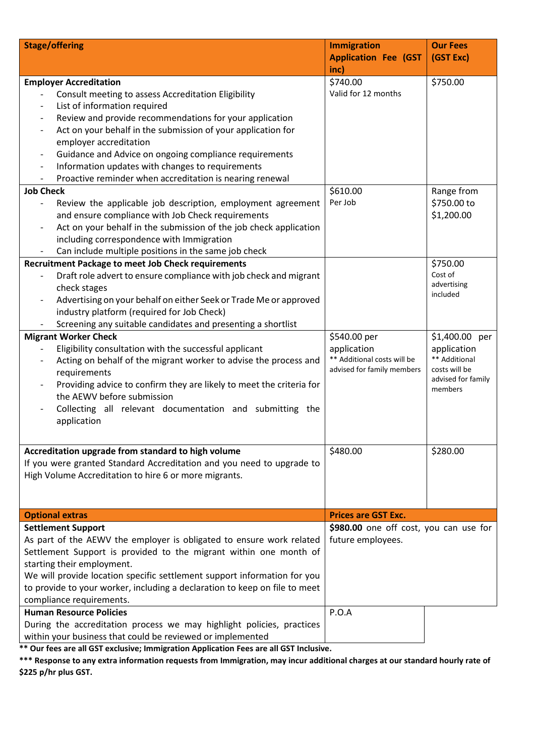| Stage/offering | Immigration Application Fee (GST inc) | Our Fees (GST Exc) |
|---|---|---|
| **Employer Accreditation**<br>- Consult meeting to assess Accreditation Eligibility<br>- List of information required<br>- Review and provide recommendations for your application<br>- Act on your behalf in the submission of your application for employer accreditation<br>- Guidance and Advice on ongoing compliance requirements<br>- Information updates with changes to requirements<br>- Proactive reminder when accreditation is nearing renewal | $740.00<br>Valid for 12 months | $750.00 |
| **Job Check**<br>- Review the applicable job description, employment agreement and ensure compliance with Job Check requirements<br>- Act on your behalf in the submission of the job check application including correspondence with Immigration<br>- Can include multiple positions in the same job check | $610.00<br>Per Job | Range from $750.00 to $1,200.00 |
| **Recruitment Package to meet Job Check requirements**<br>- Draft role advert to ensure compliance with job check and migrant check stages<br>- Advertising on your behalf on either Seek or Trade Me or approved industry platform (required for Job Check)<br>- Screening any suitable candidates and presenting a shortlist | | $750.00<br>Cost of advertising included |
| **Migrant Worker Check**<br>- Eligibility consultation with the successful applicant<br>- Acting on behalf of the migrant worker to advise the process and requirements<br>- Providing advice to confirm they are likely to meet the criteria for the AEWV before submission<br>- Collecting all relevant documentation and submitting the application | $540.00 per application<br>** Additional costs will be advised for family members | $1,400.00 per application<br>** Additional costs will be advised for family members |
| **Accreditation upgrade from standard to high volume**<br>If you were granted Standard Accreditation and you need to upgrade to High Volume Accreditation to hire 6 or more migrants. | $480.00 | $280.00 |
| **Optional extras** | **Prices are GST Exc.** | |
| **Settlement Support**<br>As part of the AEWV the employer is obligated to ensure work related Settlement Support is provided to the migrant within one month of starting their employment.<br>We will provide location specific settlement support information for you to provide to your worker, including a declaration to keep on file to meet compliance requirements. | **$980.00** one off cost, you can use for future employees. | |
| **Human Resource Policies**<br>During the accreditation process we may highlight policies, practices within your business that could be reviewed or implemented | P.O.A | |

**\*\* Our fees are all GST exclusive; Immigration Application Fees are all GST Inclusive.**

**\*\*\* Response to any extra information requests from Immigration, may incur additional charges at our standard hourly rate of $225 p/hr plus GST.**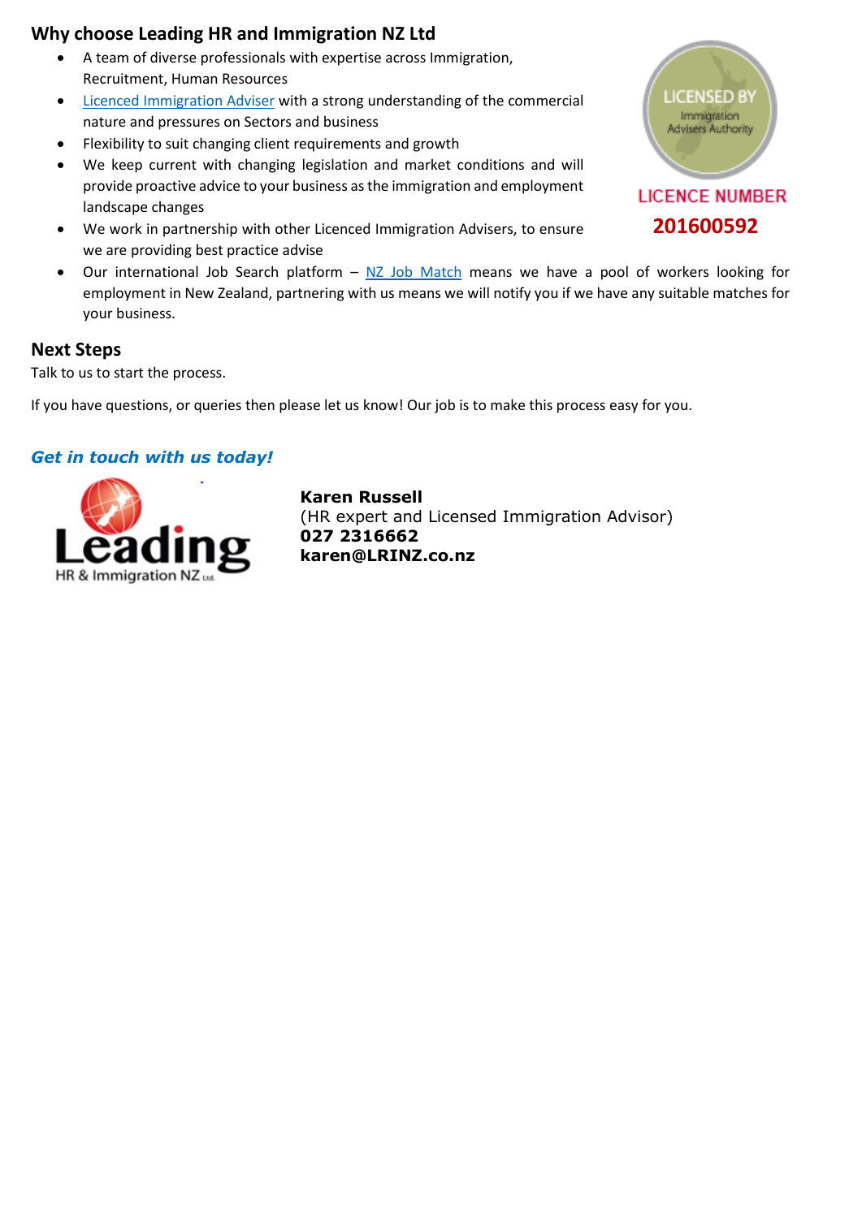## Why choose Leading HR and Immigration NZ Ltd

- A team of diverse professionals with expertise across Immigration, Recruitment, Human Resources
- Licenced Immigration Adviser with a strong understanding of the commercial nature and pressures on Sectors and business
- Flexibility to suit changing client requirements and growth
- We keep current with changing legislation and market conditions and will provide proactive advice to your business as the immigration and employment landscape changes
- We work in partnership with other Licenced Immigration Advisers, to ensure we are providing best practice advise
- Our international Job Search platform – NZ Job Match means we have a pool of workers looking for employment in New Zealand, partnering with us means we will notify you if we have any suitable matches for your business.

LICENSED BY Immigration Advisers Authority

LICENCE NUMBER

**201600592**

## Next Steps

Talk to us to start the process.

If you have questions, or queries then please let us know! Our job is to make this process easy for you.

***Get in touch with us today!***

Leading HR & Immigration NZ Ltd

**Karen Russell**
(HR expert and Licensed Immigration Advisor)
**027 2316662**
**karen@LRINZ.co.nz**